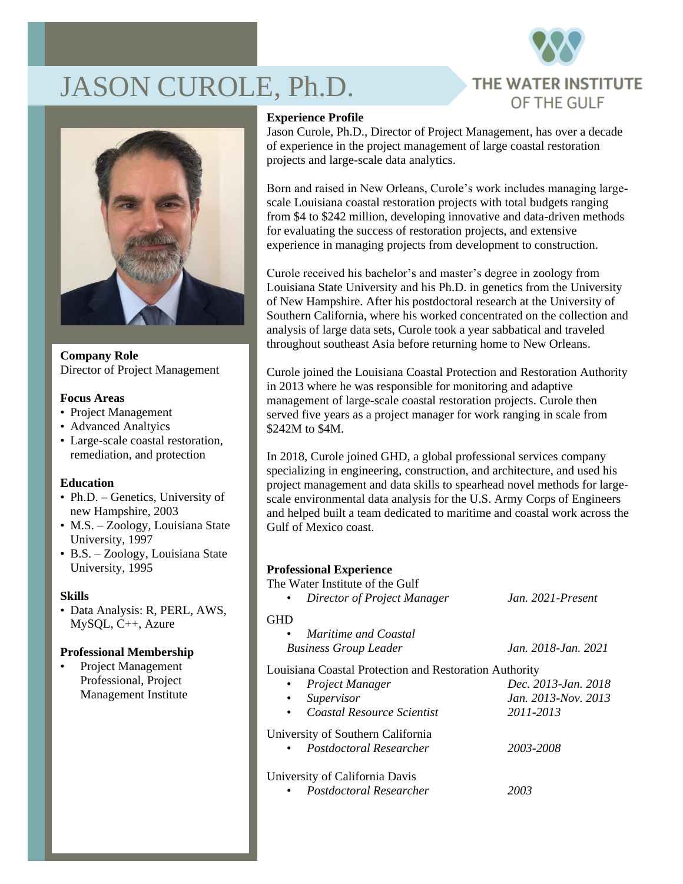# JASON CUROLE, Ph.D.

THE WATER INSTITUTE OF THE GULF

**Company Role**
Director of Project Management

**Focus Areas**
- Project Management
- Advanced Analtyics
- Large-scale coastal restoration, remediation, and protection

**Education**
- Ph.D. – Genetics, University of new Hampshire, 2003
- M.S. – Zoology, Louisiana State University, 1997
- B.S. – Zoology, Louisiana State University, 1995

**Skills**
- Data Analysis: R, PERL, AWS, MySQL, C++, Azure

**Professional Membership**
- Project Management Professional, Project Management Institute

## Experience Profile

Jason Curole, Ph.D., Director of Project Management, has over a decade of experience in the project management of large coastal restoration projects and large-scale data analytics.

Born and raised in New Orleans, Curole's work includes managing large-scale Louisiana coastal restoration projects with total budgets ranging from $4 to $242 million, developing innovative and data-driven methods for evaluating the success of restoration projects, and extensive experience in managing projects from development to construction.

Curole received his bachelor's and master's degree in zoology from Louisiana State University and his Ph.D. in genetics from the University of New Hampshire. After his postdoctoral research at the University of Southern California, where his worked concentrated on the collection and analysis of large data sets, Curole took a year sabbatical and traveled throughout southeast Asia before returning home to New Orleans.

Curole joined the Louisiana Coastal Protection and Restoration Authority in 2013 where he was responsible for monitoring and adaptive management of large-scale coastal restoration projects. Curole then served five years as a project manager for work ranging in scale from $242M to $4M.

In 2018, Curole joined GHD, a global professional services company specializing in engineering, construction, and architecture, and used his project management and data skills to spearhead novel methods for large-scale environmental data analysis for the U.S. Army Corps of Engineers and helped built a team dedicated to maritime and coastal work across the Gulf of Mexico coast.

## Professional Experience

The Water Institute of the Gulf
- *Director of Project Manager* — *Jan. 2021-Present*

GHD
- *Maritime and Coastal Business Group Leader* — *Jan. 2018-Jan. 2021*

Louisiana Coastal Protection and Restoration Authority
- *Project Manager* — *Dec. 2013-Jan. 2018*
- *Supervisor* — *Jan. 2013-Nov. 2013*
- *Coastal Resource Scientist* — *2011-2013*

University of Southern California
- *Postdoctoral Researcher* — *2003-2008*

University of California Davis
- *Postdoctoral Researcher* — *2003*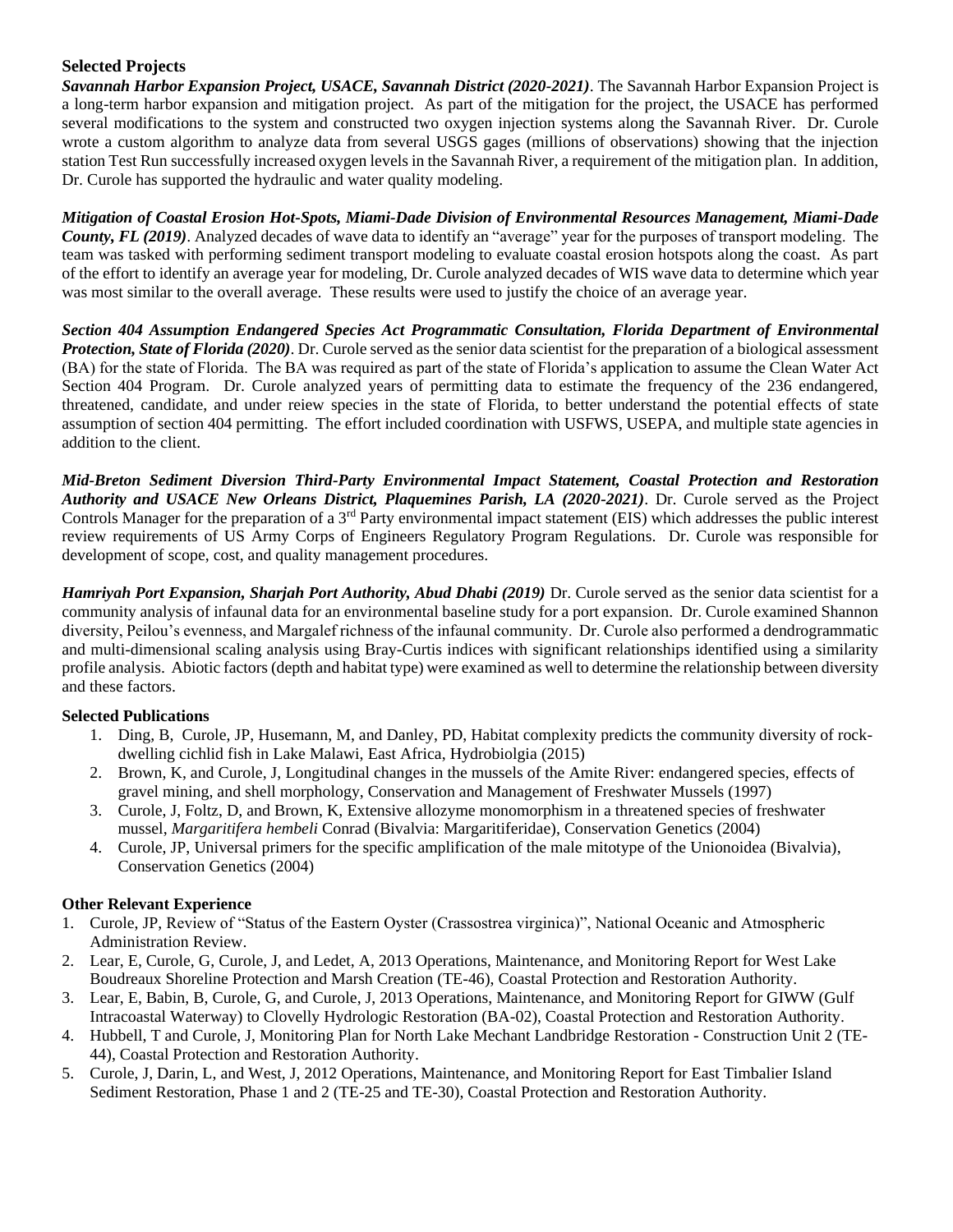### Selected Projects

***Savannah Harbor Expansion Project, USACE, Savannah District (2020-2021)***. The Savannah Harbor Expansion Project is a long-term harbor expansion and mitigation project. As part of the mitigation for the project, the USACE has performed several modifications to the system and constructed two oxygen injection systems along the Savannah River. Dr. Curole wrote a custom algorithm to analyze data from several USGS gages (millions of observations) showing that the injection station Test Run successfully increased oxygen levels in the Savannah River, a requirement of the mitigation plan. In addition, Dr. Curole has supported the hydraulic and water quality modeling.

***Mitigation of Coastal Erosion Hot-Spots, Miami-Dade Division of Environmental Resources Management, Miami-Dade County, FL (2019)***. Analyzed decades of wave data to identify an "average" year for the purposes of transport modeling. The team was tasked with performing sediment transport modeling to evaluate coastal erosion hotspots along the coast. As part of the effort to identify an average year for modeling, Dr. Curole analyzed decades of WIS wave data to determine which year was most similar to the overall average. These results were used to justify the choice of an average year.

***Section 404 Assumption Endangered Species Act Programmatic Consultation, Florida Department of Environmental Protection, State of Florida (2020)***. Dr. Curole served as the senior data scientist for the preparation of a biological assessment (BA) for the state of Florida. The BA was required as part of the state of Florida's application to assume the Clean Water Act Section 404 Program. Dr. Curole analyzed years of permitting data to estimate the frequency of the 236 endangered, threatened, candidate, and under reiew species in the state of Florida, to better understand the potential effects of state assumption of section 404 permitting. The effort included coordination with USFWS, USEPA, and multiple state agencies in addition to the client.

***Mid-Breton Sediment Diversion Third-Party Environmental Impact Statement, Coastal Protection and Restoration Authority and USACE New Orleans District, Plaquemines Parish, LA (2020-2021)***. Dr. Curole served as the Project Controls Manager for the preparation of a 3rd Party environmental impact statement (EIS) which addresses the public interest review requirements of US Army Corps of Engineers Regulatory Program Regulations. Dr. Curole was responsible for development of scope, cost, and quality management procedures.

***Hamriyah Port Expansion, Sharjah Port Authority, Abud Dhabi (2019)*** Dr. Curole served as the senior data scientist for a community analysis of infaunal data for an environmental baseline study for a port expansion. Dr. Curole examined Shannon diversity, Peilou's evenness, and Margalef richness of the infaunal community. Dr. Curole also performed a dendrogrammatic and multi-dimensional scaling analysis using Bray-Curtis indices with significant relationships identified using a similarity profile analysis. Abiotic factors (depth and habitat type) were examined as well to determine the relationship between diversity and these factors.

### Selected Publications

1. Ding, B, Curole, JP, Husemann, M, and Danley, PD, Habitat complexity predicts the community diversity of rock-dwelling cichlid fish in Lake Malawi, East Africa, Hydrobiolgia (2015)
2. Brown, K, and Curole, J, Longitudinal changes in the mussels of the Amite River: endangered species, effects of gravel mining, and shell morphology, Conservation and Management of Freshwater Mussels (1997)
3. Curole, J, Foltz, D, and Brown, K, Extensive allozyme monomorphism in a threatened species of freshwater mussel, *Margaritifera hembeli* Conrad (Bivalvia: Margaritiferidae), Conservation Genetics (2004)
4. Curole, JP, Universal primers for the specific amplification of the male mitotype of the Unionoidea (Bivalvia), Conservation Genetics (2004)

### Other Relevant Experience

1. Curole, JP, Review of "Status of the Eastern Oyster (Crassostrea virginica)", National Oceanic and Atmospheric Administration Review.
2. Lear, E, Curole, G, Curole, J, and Ledet, A, 2013 Operations, Maintenance, and Monitoring Report for West Lake Boudreaux Shoreline Protection and Marsh Creation (TE-46), Coastal Protection and Restoration Authority.
3. Lear, E, Babin, B, Curole, G, and Curole, J, 2013 Operations, Maintenance, and Monitoring Report for GIWW (Gulf Intracoastal Waterway) to Clovelly Hydrologic Restoration (BA-02), Coastal Protection and Restoration Authority.
4. Hubbell, T and Curole, J, Monitoring Plan for North Lake Mechant Landbridge Restoration - Construction Unit 2 (TE-44), Coastal Protection and Restoration Authority.
5. Curole, J, Darin, L, and West, J, 2012 Operations, Maintenance, and Monitoring Report for East Timbalier Island Sediment Restoration, Phase 1 and 2 (TE-25 and TE-30), Coastal Protection and Restoration Authority.